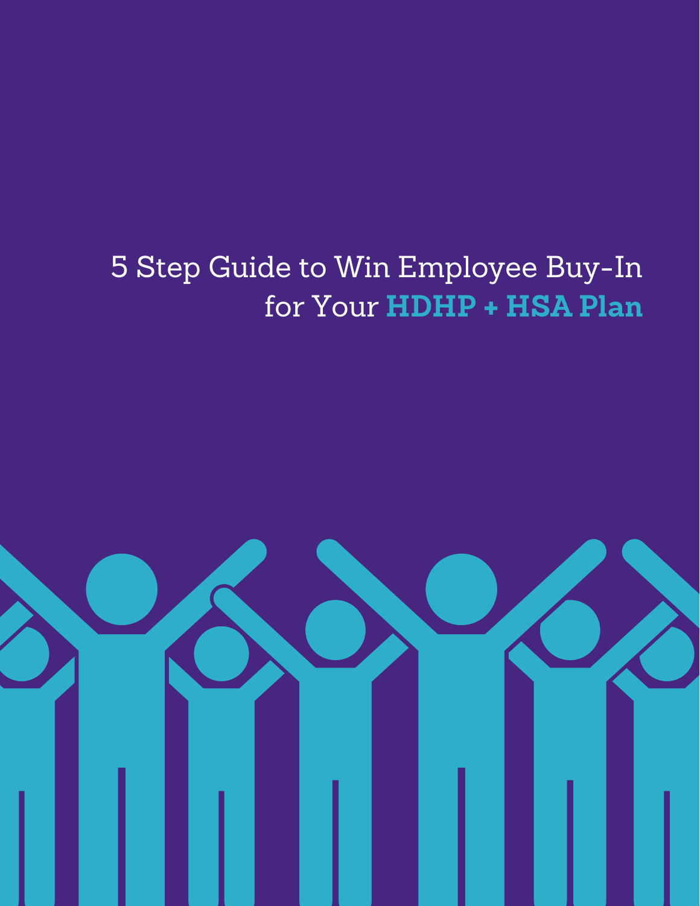# 5 Step Guide to Win Employee Buy-In for Your **HDHP + HSA Plan**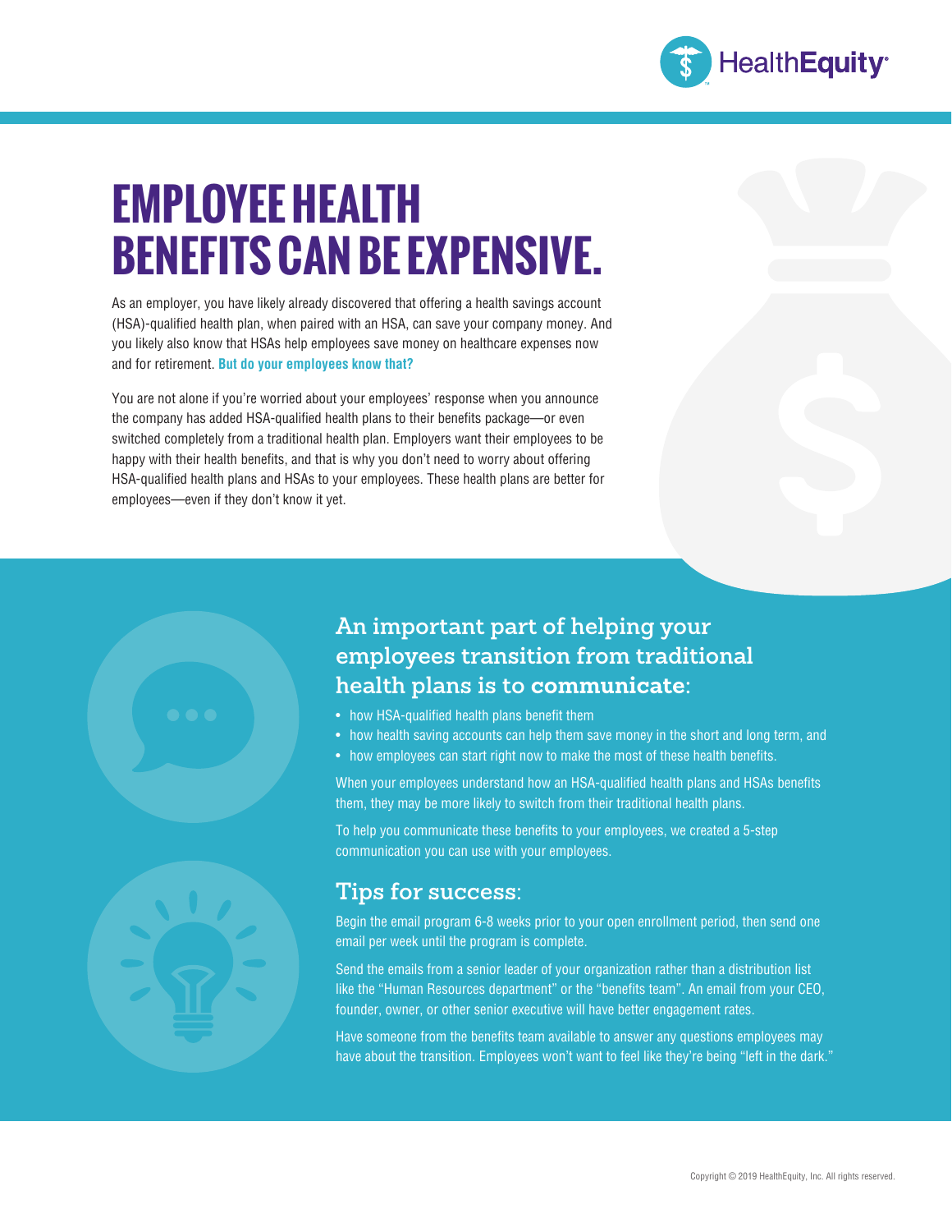# EMPLOYEE HEALTH BENEFITS CAN BE EXPENSIVE.

As an employer, you have likely already discovered that offering a health savings account (HSA)-qualified health plan, when paired with an HSA, can save your company money. And you likely also know that HSAs help employees save money on healthcare expenses now and for retirement. **But do your employees know that?**

You are not alone if you're worried about your employees' response when you announce the company has added HSA-qualified health plans to their benefits package—or even switched completely from a traditional health plan. Employers want their employees to be happy with their health benefits, and that is why you don't need to worry about offering HSA-qualified health plans and HSAs to your employees. These health plans are better for employees—even if they don't know it yet.

## An important part of helping your employees transition from traditional health plans is to **communicate**:

- how HSA-qualified health plans benefit them
- how health saving accounts can help them save money in the short and long term, and
- how employees can start right now to make the most of these health benefits.

When your employees understand how an HSA-qualified health plans and HSAs benefits them, they may be more likely to switch from their traditional health plans.

To help you communicate these benefits to your employees, we created a 5-step communication you can use with your employees.

## Tips for success:

Begin the email program 6-8 weeks prior to your open enrollment period, then send one email per week until the program is complete.

Send the emails from a senior leader of your organization rather than a distribution list like the "Human Resources department" or the "benefits team". An email from your CEO, founder, owner, or other senior executive will have better engagement rates.

Have someone from the benefits team available to answer any questions employees may have about the transition. Employees won't want to feel like they're being "left in the dark."

Copyright © 2019 HealthEquity, Inc. All rights reserved.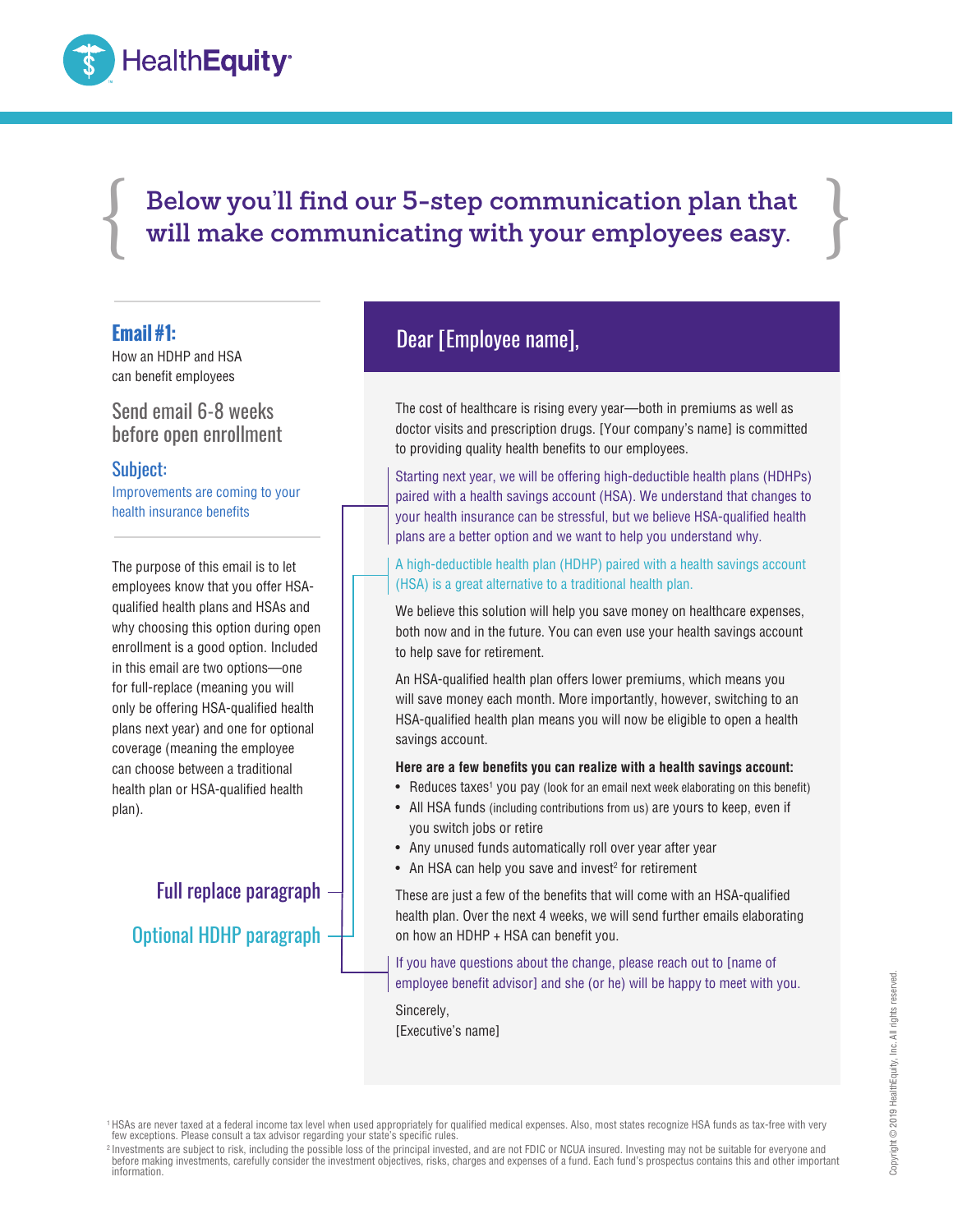## Below you'll find our 5-step communication plan that will make communicating with your employees easy.

### Email #1:

How an HDHP and HSA can benefit employees

Send email 6-8 weeks before open enrollment

**Subject:**

Improvements are coming to your health insurance benefits

The purpose of this email is to let employees know that you offer HSA-qualified health plans and HSAs and why choosing this option during open enrollment is a good option. Included in this email are two options—one for full-replace (meaning you will only be offering HSA-qualified health plans next year) and one for optional coverage (meaning the employee can choose between a traditional health plan or HSA-qualified health plan).

Full replace paragraph

Optional HDHP paragraph

---

**Dear [Employee name],**

The cost of healthcare is rising every year—both in premiums as well as doctor visits and prescription drugs. [Your company's name] is committed to providing quality health benefits to our employees.

Starting next year, we will be offering high-deductible health plans (HDHPs) paired with a health savings account (HSA). We understand that changes to your health insurance can be stressful, but we believe HSA-qualified health plans are a better option and we want to help you understand why.

A high-deductible health plan (HDHP) paired with a health savings account (HSA) is a great alternative to a traditional health plan.

We believe this solution will help you save money on healthcare expenses, both now and in the future. You can even use your health savings account to help save for retirement.

An HSA-qualified health plan offers lower premiums, which means you will save money each month. More importantly, however, switching to an HSA-qualified health plan means you will now be eligible to open a health savings account.

**Here are a few benefits you can realize with a health savings account:**

- Reduces taxes[1] you pay (look for an email next week elaborating on this benefit)
- All HSA funds (including contributions from us) are yours to keep, even if you switch jobs or retire
- Any unused funds automatically roll over year after year
- An HSA can help you save and invest[2] for retirement

These are just a few of the benefits that will come with an HSA-qualified health plan. Over the next 4 weeks, we will send further emails elaborating on how an HDHP + HSA can benefit you.

If you have questions about the change, please reach out to [name of employee benefit advisor] and she (or he) will be happy to meet with you.

Sincerely,
[Executive's name]

---

[1] HSAs are never taxed at a federal income tax level when used appropriately for qualified medical expenses. Also, most states recognize HSA funds as tax-free with very few exceptions. Please consult a tax advisor regarding your state's specific rules.

[2] Investments are subject to risk, including the possible loss of the principal invested, and are not FDIC or NCUA insured. Investing may not be suitable for everyone and before making investments, carefully consider the investment objectives, risks, charges and expenses of a fund. Each fund's prospectus contains this and other important information.

Copyright © 2019 HealthEquity, Inc. All rights reserved.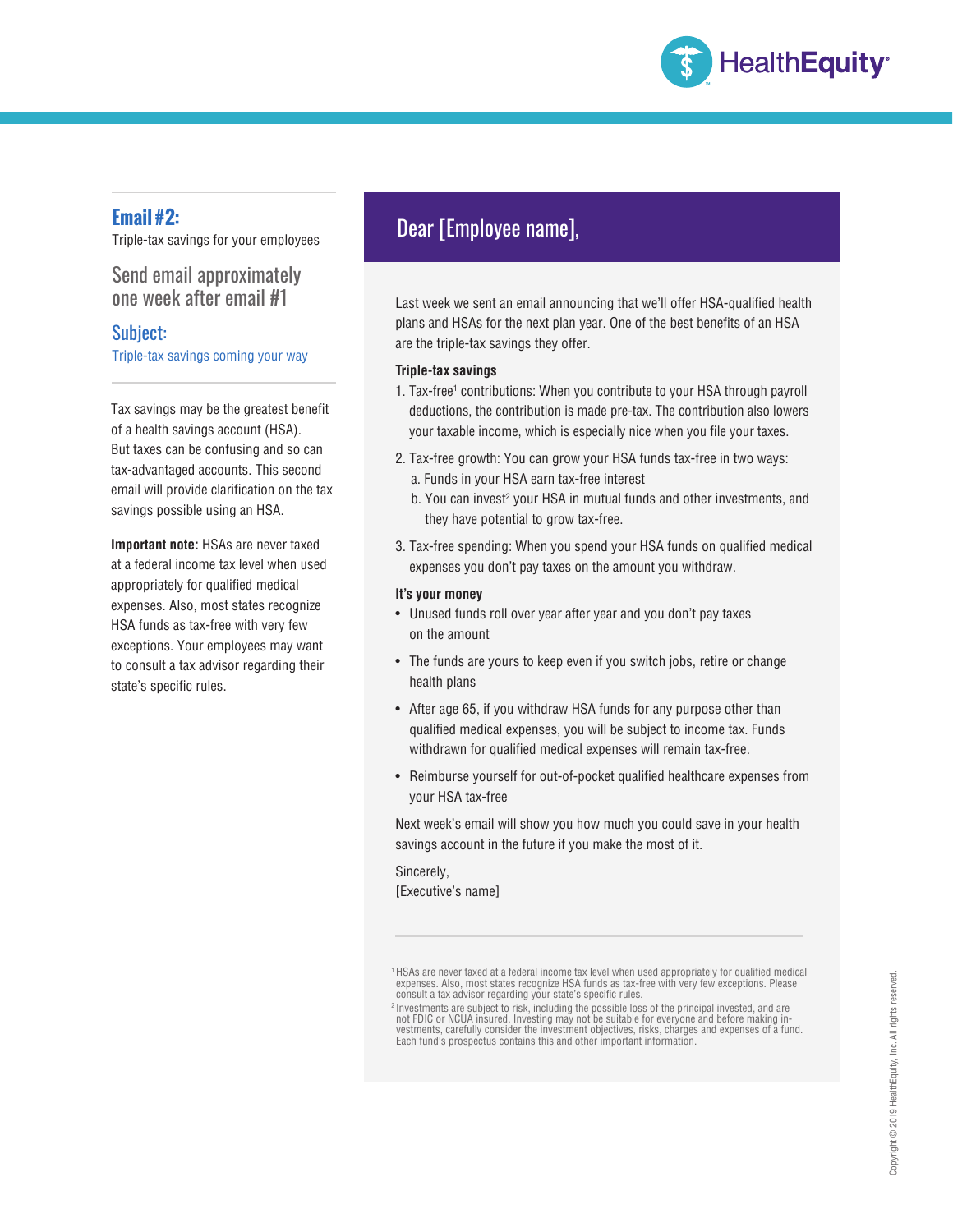## Email #2:

Triple-tax savings for your employees

### Send email approximately one week after email #1

### Subject:

Triple-tax savings coming your way

Tax savings may be the greatest benefit of a health savings account (HSA). But taxes can be confusing and so can tax-advantaged accounts. This second email will provide clarification on the tax savings possible using an HSA.

**Important note:** HSAs are never taxed at a federal income tax level when used appropriately for qualified medical expenses. Also, most states recognize HSA funds as tax-free with very few exceptions. Your employees may want to consult a tax advisor regarding their state's specific rules.

## Dear [Employee name],

Last week we sent an email announcing that we'll offer HSA-qualified health plans and HSAs for the next plan year. One of the best benefits of an HSA are the triple-tax savings they offer.

**Triple-tax savings**

1. Tax-free[1] contributions: When you contribute to your HSA through payroll deductions, the contribution is made pre-tax. The contribution also lowers your taxable income, which is especially nice when you file your taxes.
2. Tax-free growth: You can grow your HSA funds tax-free in two ways:
   a. Funds in your HSA earn tax-free interest
   b. You can invest[2] your HSA in mutual funds and other investments, and they have potential to grow tax-free.
3. Tax-free spending: When you spend your HSA funds on qualified medical expenses you don't pay taxes on the amount you withdraw.

**It's your money**

- Unused funds roll over year after year and you don't pay taxes on the amount
- The funds are yours to keep even if you switch jobs, retire or change health plans
- After age 65, if you withdraw HSA funds for any purpose other than qualified medical expenses, you will be subject to income tax. Funds withdrawn for qualified medical expenses will remain tax-free.
- Reimburse yourself for out-of-pocket qualified healthcare expenses from your HSA tax-free

Next week's email will show you how much you could save in your health savings account in the future if you make the most of it.

Sincerely,
[Executive's name]

---

[1] HSAs are never taxed at a federal income tax level when used appropriately for qualified medical expenses. Also, most states recognize HSA funds as tax-free with very few exceptions. Please consult a tax advisor regarding your state's specific rules.

[2] Investments are subject to risk, including the possible loss of the principal invested, and are not FDIC or NCUA insured. Investing may not be suitable for everyone and before making investments, carefully consider the investment objectives, risks, charges and expenses of a fund. Each fund's prospectus contains this and other important information.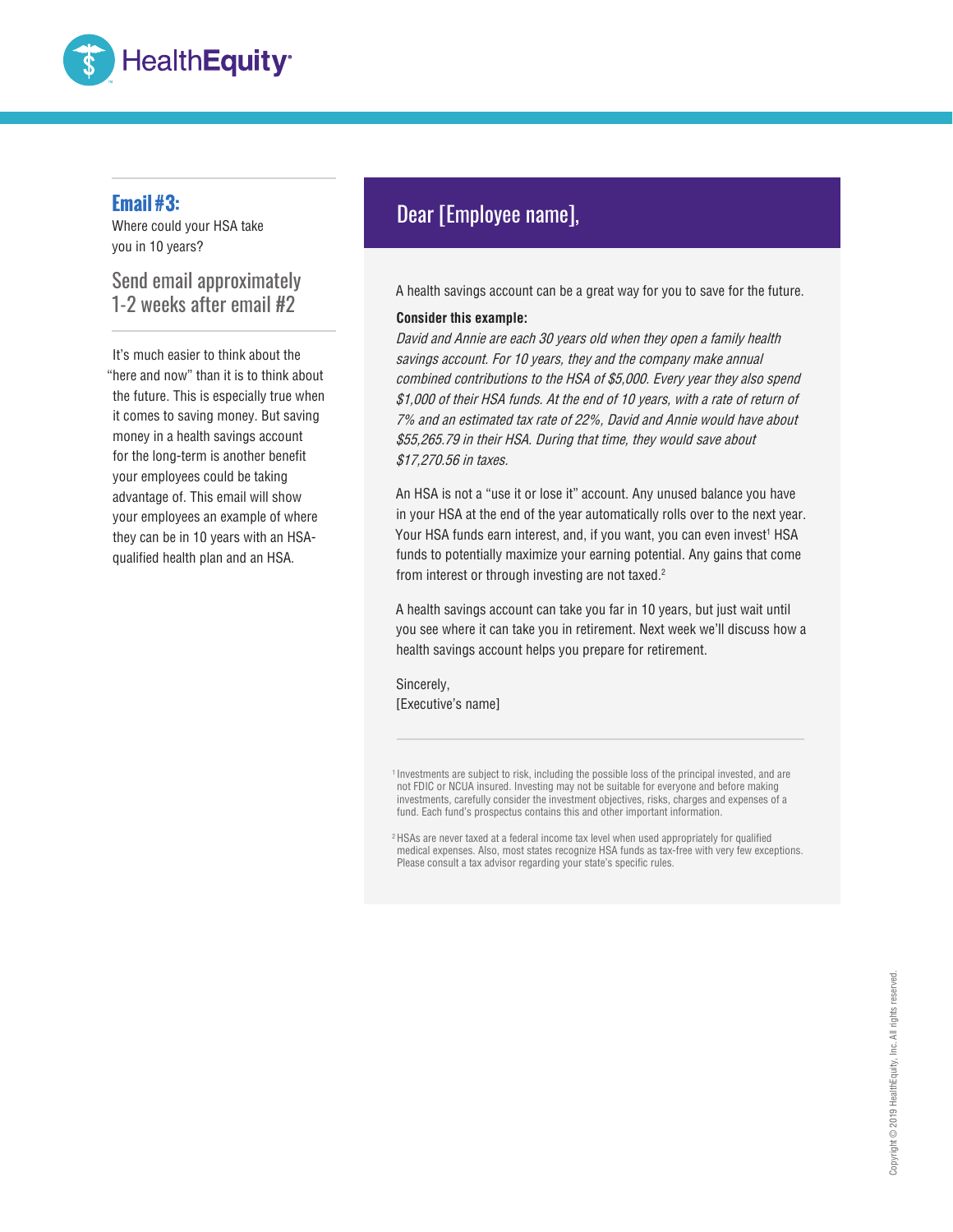## Email #3:

Where could your HSA take you in 10 years?

### Send email approximately 1-2 weeks after email #2

It's much easier to think about the "here and now" than it is to think about the future. This is especially true when it comes to saving money. But saving money in a health savings account for the long-term is another benefit your employees could be taking advantage of. This email will show your employees an example of where they can be in 10 years with an HSA-qualified health plan and an HSA.

## Dear [Employee name],

A health savings account can be a great way for you to save for the future.

**Consider this example:**

*David and Annie are each 30 years old when they open a family health savings account. For 10 years, they and the company make annual combined contributions to the HSA of $5,000. Every year they also spend $1,000 of their HSA funds. At the end of 10 years, with a rate of return of 7% and an estimated tax rate of 22%, David and Annie would have about $55,265.79 in their HSA. During that time, they would save about $17,270.56 in taxes.*

An HSA is not a "use it or lose it" account. Any unused balance you have in your HSA at the end of the year automatically rolls over to the next year. Your HSA funds earn interest, and, if you want, you can even invest[1] HSA funds to potentially maximize your earning potential. Any gains that come from interest or through investing are not taxed.[2]

A health savings account can take you far in 10 years, but just wait until you see where it can take you in retirement. Next week we'll discuss how a health savings account helps you prepare for retirement.

Sincerely,
[Executive's name]

---

[1] Investments are subject to risk, including the possible loss of the principal invested, and are not FDIC or NCUA insured. Investing may not be suitable for everyone and before making investments, carefully consider the investment objectives, risks, charges and expenses of a fund. Each fund's prospectus contains this and other important information.

[2] HSAs are never taxed at a federal income tax level when used appropriately for qualified medical expenses. Also, most states recognize HSA funds as tax-free with very few exceptions. Please consult a tax advisor regarding your state's specific rules.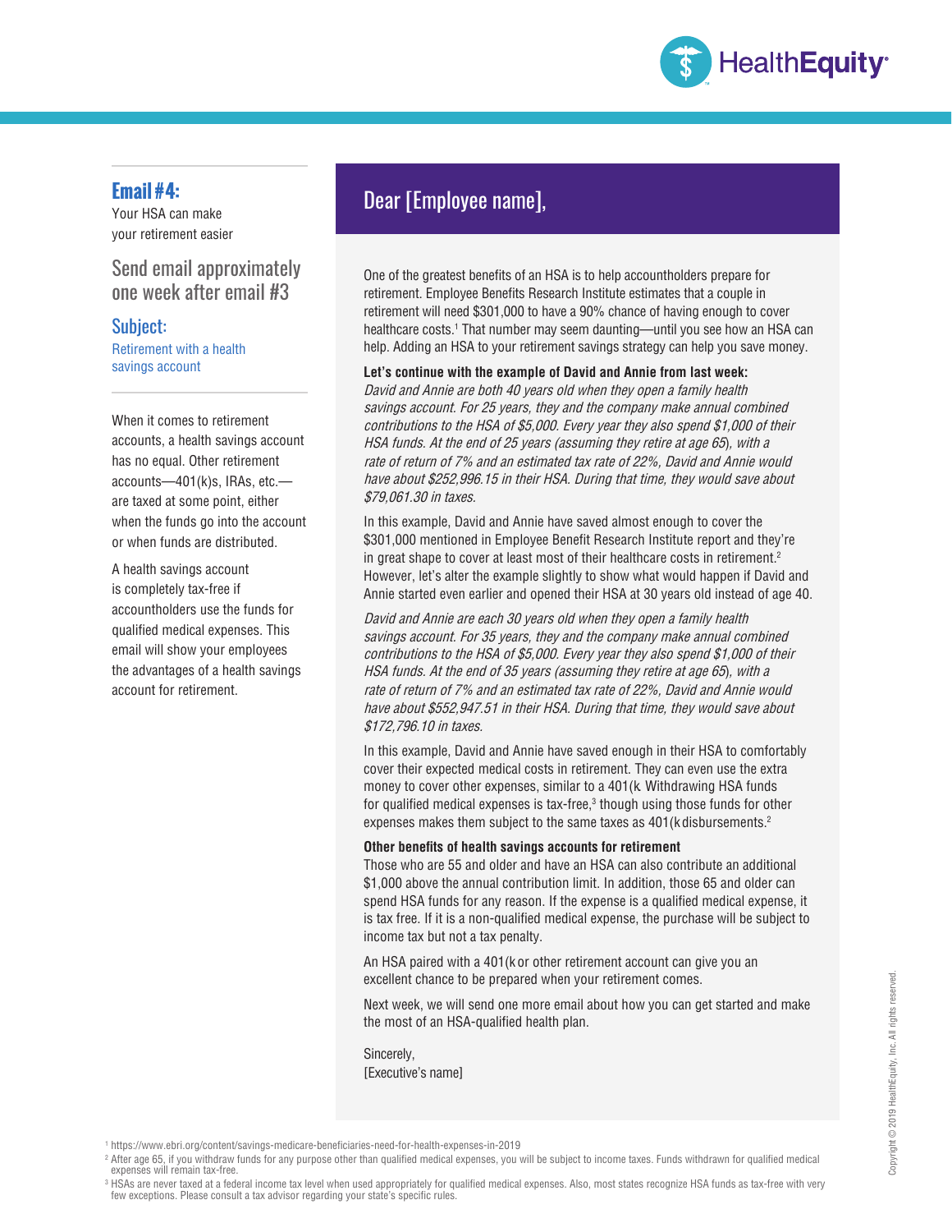## Email #4:

Your HSA can make your retirement easier

### Send email approximately one week after email #3

### Subject:

Retirement with a health savings account

When it comes to retirement accounts, a health savings account has no equal. Other retirement accounts—401(k)s, IRAs, etc.—are taxed at some point, either when the funds go into the account or when funds are distributed.

A health savings account is completely tax-free if accountholders use the funds for qualified medical expenses. This email will show your employees the advantages of a health savings account for retirement.

## Dear [Employee name],

One of the greatest benefits of an HSA is to help accountholders prepare for retirement. Employee Benefits Research Institute estimates that a couple in retirement will need $301,000 to have a 90% chance of having enough to cover healthcare costs.[1] That number may seem daunting—until you see how an HSA can help. Adding an HSA to your retirement savings strategy can help you save money.

**Let's continue with the example of David and Annie from last week:**
*David and Annie are both 40 years old when they open a family health savings account. For 25 years, they and the company make annual combined contributions to the HSA of $5,000. Every year they also spend $1,000 of their HSA funds. At the end of 25 years (assuming they retire at age 65), with a rate of return of 7% and an estimated tax rate of 22%, David and Annie would have about $252,996.15 in their HSA. During that time, they would save about $79,061.30 in taxes.*

In this example, David and Annie have saved almost enough to cover the $301,000 mentioned in Employee Benefit Research Institute report and they're in great shape to cover at least most of their healthcare costs in retirement.[2] However, let's alter the example slightly to show what would happen if David and Annie started even earlier and opened their HSA at 30 years old instead of age 40.

*David and Annie are each 30 years old when they open a family health savings account. For 35 years, they and the company make annual combined contributions to the HSA of $5,000. Every year they also spend $1,000 of their HSA funds. At the end of 35 years (assuming they retire at age 65), with a rate of return of 7% and an estimated tax rate of 22%, David and Annie would have about $552,947.51 in their HSA. During that time, they would save about $172,796.10 in taxes.*

In this example, David and Annie have saved enough in their HSA to comfortably cover their expected medical costs in retirement. They can even use the extra money to cover other expenses, similar to a 401(k Withdrawing HSA funds for qualified medical expenses is tax-free,[3] though using those funds for other expenses makes them subject to the same taxes as 401(k disbursements.[2]

**Other benefits of health savings accounts for retirement**
Those who are 55 and older and have an HSA can also contribute an additional $1,000 above the annual contribution limit. In addition, those 65 and older can spend HSA funds for any reason. If the expense is a qualified medical expense, it is tax free. If it is a non-qualified medical expense, the purchase will be subject to income tax but not a tax penalty.

An HSA paired with a 401(k or other retirement account can give you an excellent chance to be prepared when your retirement comes.

Next week, we will send one more email about how you can get started and make the most of an HSA-qualified health plan.

Sincerely,
[Executive's name]

---

[1] https://www.ebri.org/content/savings-medicare-beneficiaries-need-for-health-expenses-in-2019

[2] After age 65, if you withdraw funds for any purpose other than qualified medical expenses, you will be subject to income taxes. Funds withdrawn for qualified medical expenses will remain tax-free.

[3] HSAs are never taxed at a federal income tax level when used appropriately for qualified medical expenses. Also, most states recognize HSA funds as tax-free with very few exceptions. Please consult a tax advisor regarding your state's specific rules.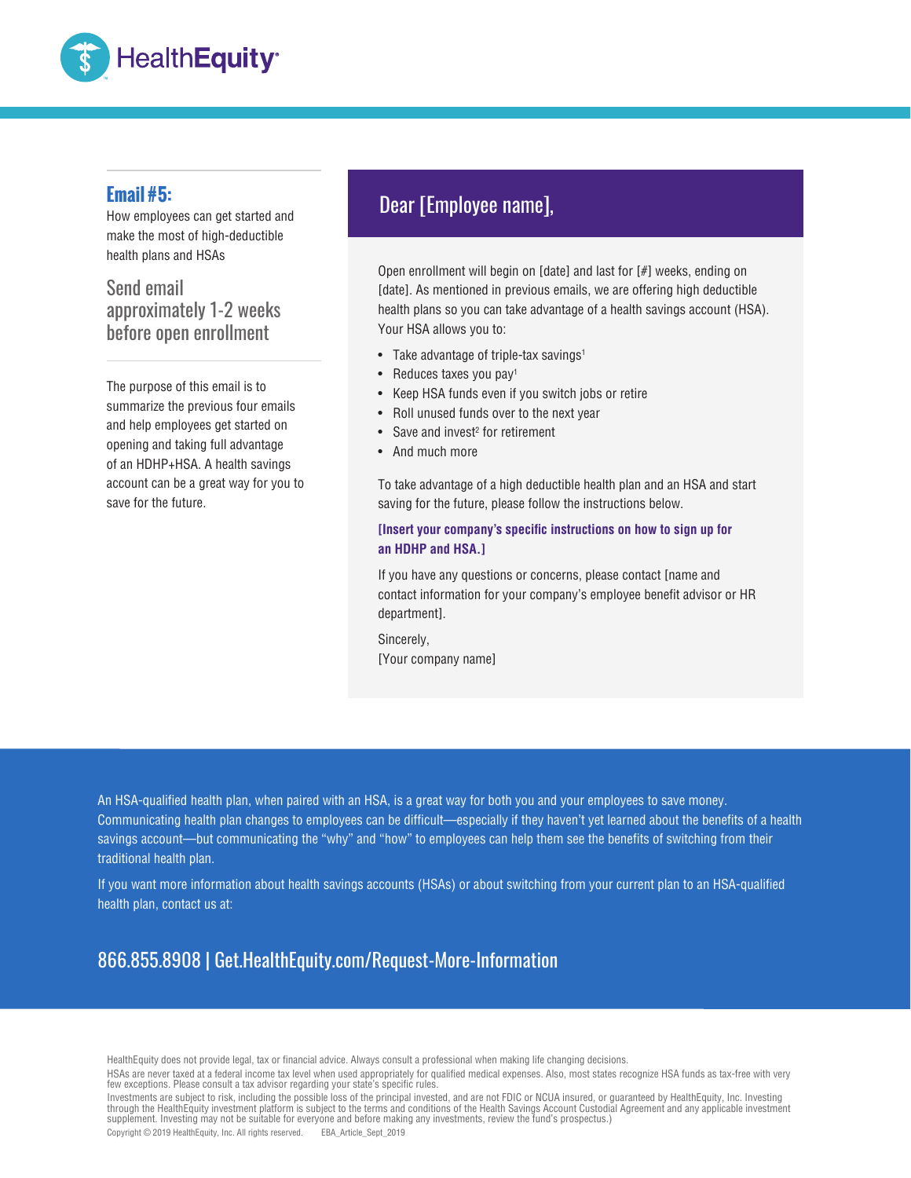## Email #5:

How employees can get started and make the most of high-deductible health plans and HSAs

### Send email approximately 1-2 weeks before open enrollment

The purpose of this email is to summarize the previous four emails and help employees get started on opening and taking full advantage of an HDHP+HSA. A health savings account can be a great way for you to save for the future.

## Dear [Employee name],

Open enrollment will begin on [date] and last for [#] weeks, ending on [date]. As mentioned in previous emails, we are offering high deductible health plans so you can take advantage of a health savings account (HSA). Your HSA allows you to:

- Take advantage of triple-tax savings[1]
- Reduces taxes you pay[1]
- Keep HSA funds even if you switch jobs or retire
- Roll unused funds over to the next year
- Save and invest[2] for retirement
- And much more

To take advantage of a high deductible health plan and an HSA and start saving for the future, please follow the instructions below.

**[Insert your company's specific instructions on how to sign up for an HDHP and HSA.]**

If you have any questions or concerns, please contact [name and contact information for your company's employee benefit advisor or HR department].

Sincerely,
[Your company name]

An HSA-qualified health plan, when paired with an HSA, is a great way for both you and your employees to save money. Communicating health plan changes to employees can be difficult—especially if they haven't yet learned about the benefits of a health savings account—but communicating the "why" and "how" to employees can help them see the benefits of switching from their traditional health plan.

If you want more information about health savings accounts (HSAs) or about switching from your current plan to an HSA-qualified health plan, contact us at:

### 866.855.8908 | Get.HealthEquity.com/Request-More-Information

HealthEquity does not provide legal, tax or financial advice. Always consult a professional when making life changing decisions.

HSAs are never taxed at a federal income tax level when used appropriately for qualified medical expenses. Also, most states recognize HSA funds as tax-free with very few exceptions. Please consult a tax advisor regarding your state's specific rules.

Investments are subject to risk, including the possible loss of the principal invested, and are not FDIC or NCUA insured, or guaranteed by HealthEquity, Inc. Investing through the HealthEquity investment platform is subject to the terms and conditions of the Health Savings Account Custodial Agreement and any applicable investment supplement. Investing may not be suitable for everyone and before making any investments, review the fund's prospectus.)

Copyright © 2019 HealthEquity, Inc. All rights reserved. EBA_Article_Sept_2019